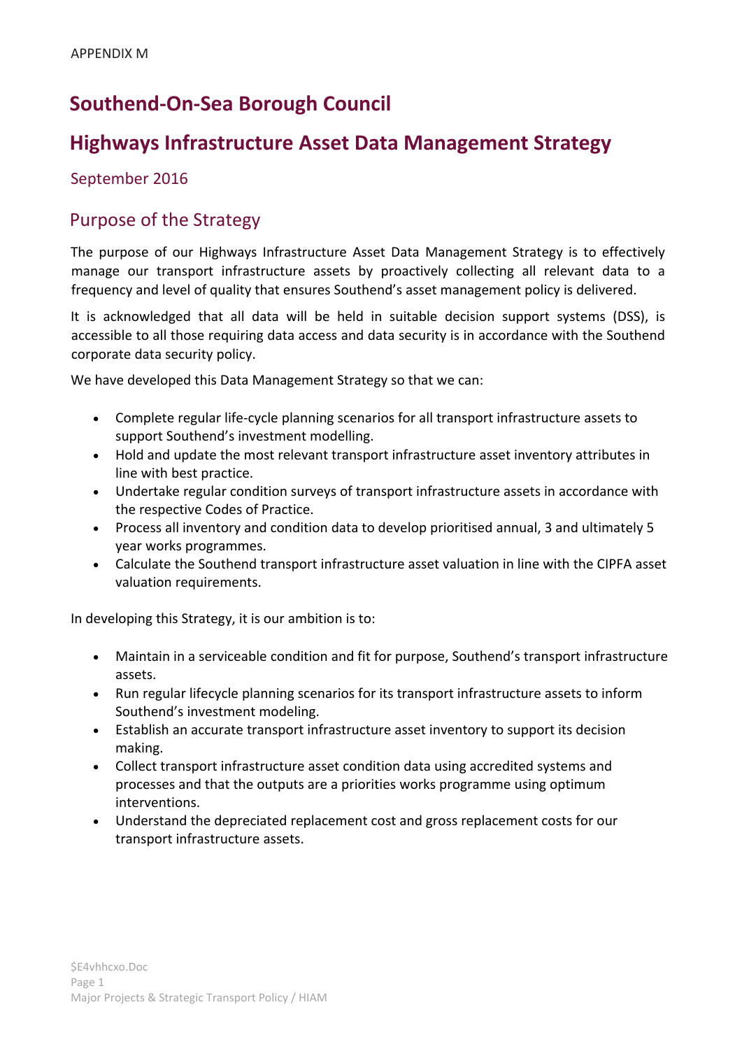APPENDIX M

# Southend-On-Sea Borough Council

# Highways Infrastructure Asset Data Management Strategy

September 2016

## Purpose of the Strategy

The purpose of our Highways Infrastructure Asset Data Management Strategy is to effectively manage our transport infrastructure assets by proactively collecting all relevant data to a frequency and level of quality that ensures Southend's asset management policy is delivered.

It is acknowledged that all data will be held in suitable decision support systems (DSS), is accessible to all those requiring data access and data security is in accordance with the Southend corporate data security policy.

We have developed this Data Management Strategy so that we can:

- Complete regular life-cycle planning scenarios for all transport infrastructure assets to support Southend's investment modelling.
- Hold and update the most relevant transport infrastructure asset inventory attributes in line with best practice.
- Undertake regular condition surveys of transport infrastructure assets in accordance with the respective Codes of Practice.
- Process all inventory and condition data to develop prioritised annual, 3 and ultimately 5 year works programmes.
- Calculate the Southend transport infrastructure asset valuation in line with the CIPFA asset valuation requirements.

In developing this Strategy, it is our ambition is to:

- Maintain in a serviceable condition and fit for purpose, Southend's transport infrastructure assets.
- Run regular lifecycle planning scenarios for its transport infrastructure assets to inform Southend's investment modeling.
- Establish an accurate transport infrastructure asset inventory to support its decision making.
- Collect transport infrastructure asset condition data using accredited systems and processes and that the outputs are a priorities works programme using optimum interventions.
- Understand the depreciated replacement cost and gross replacement costs for our transport infrastructure assets.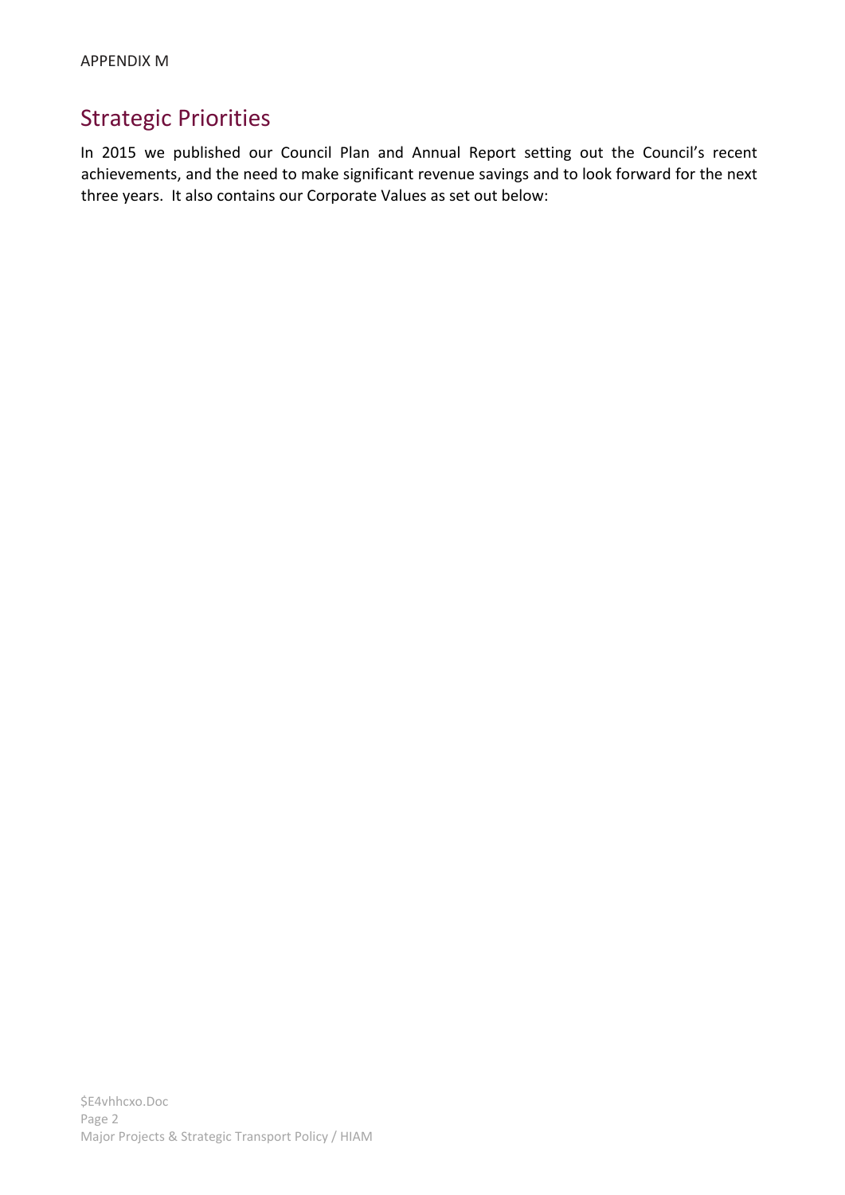APPENDIX M

## Strategic Priorities

In 2015 we published our Council Plan and Annual Report setting out the Council's recent achievements, and the need to make significant revenue savings and to look forward for the next three years. It also contains our Corporate Values as set out below: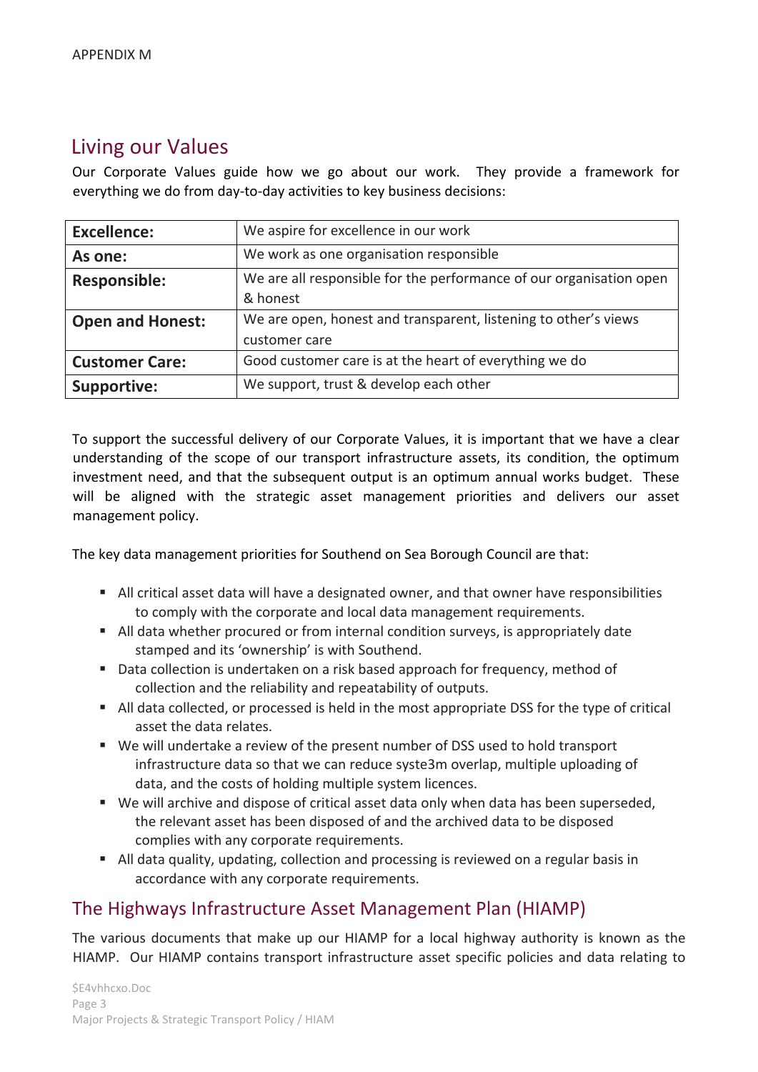APPENDIX M

## Living our Values

Our Corporate Values guide how we go about our work. They provide a framework for everything we do from day-to-day activities to key business decisions:

| **Excellence:** | We aspire for excellence in our work |
|---|---|
| **As one:** | We work as one organisation responsible |
| **Responsible:** | We are all responsible for the performance of our organisation open & honest |
| **Open and Honest:** | We are open, honest and transparent, listening to other's views customer care |
| **Customer Care:** | Good customer care is at the heart of everything we do |
| **Supportive:** | We support, trust & develop each other |

To support the successful delivery of our Corporate Values, it is important that we have a clear understanding of the scope of our transport infrastructure assets, its condition, the optimum investment need, and that the subsequent output is an optimum annual works budget. These will be aligned with the strategic asset management priorities and delivers our asset management policy.

The key data management priorities for Southend on Sea Borough Council are that:

- All critical asset data will have a designated owner, and that owner have responsibilities to comply with the corporate and local data management requirements.
- All data whether procured or from internal condition surveys, is appropriately date stamped and its 'ownership' is with Southend.
- Data collection is undertaken on a risk based approach for frequency, method of collection and the reliability and repeatability of outputs.
- All data collected, or processed is held in the most appropriate DSS for the type of critical asset the data relates.
- We will undertake a review of the present number of DSS used to hold transport infrastructure data so that we can reduce syste3m overlap, multiple uploading of data, and the costs of holding multiple system licences.
- We will archive and dispose of critical asset data only when data has been superseded, the relevant asset has been disposed of and the archived data to be disposed complies with any corporate requirements.
- All data quality, updating, collection and processing is reviewed on a regular basis in accordance with any corporate requirements.

## The Highways Infrastructure Asset Management Plan (HIAMP)

The various documents that make up our HIAMP for a local highway authority is known as the HIAMP. Our HIAMP contains transport infrastructure asset specific policies and data relating to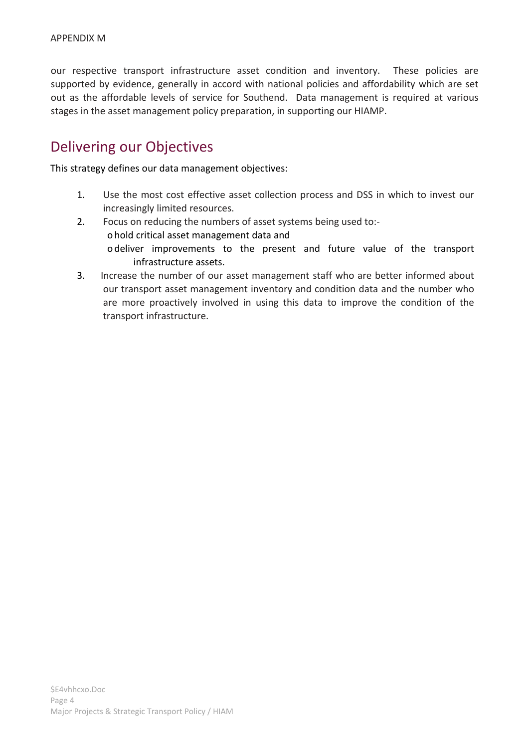our respective transport infrastructure asset condition and inventory. These policies are supported by evidence, generally in accord with national policies and affordability which are set out as the affordable levels of service for Southend. Data management is required at various stages in the asset management policy preparation, in supporting our HIAMP.

## Delivering our Objectives

This strategy defines our data management objectives:

1. Use the most cost effective asset collection process and DSS in which to invest our increasingly limited resources.
2. Focus on reducing the numbers of asset systems being used to:-
   - hold critical asset management data and
   - deliver improvements to the present and future value of the transport infrastructure assets.
3. Increase the number of our asset management staff who are better informed about our transport asset management inventory and condition data and the number who are more proactively involved in using this data to improve the condition of the transport infrastructure.